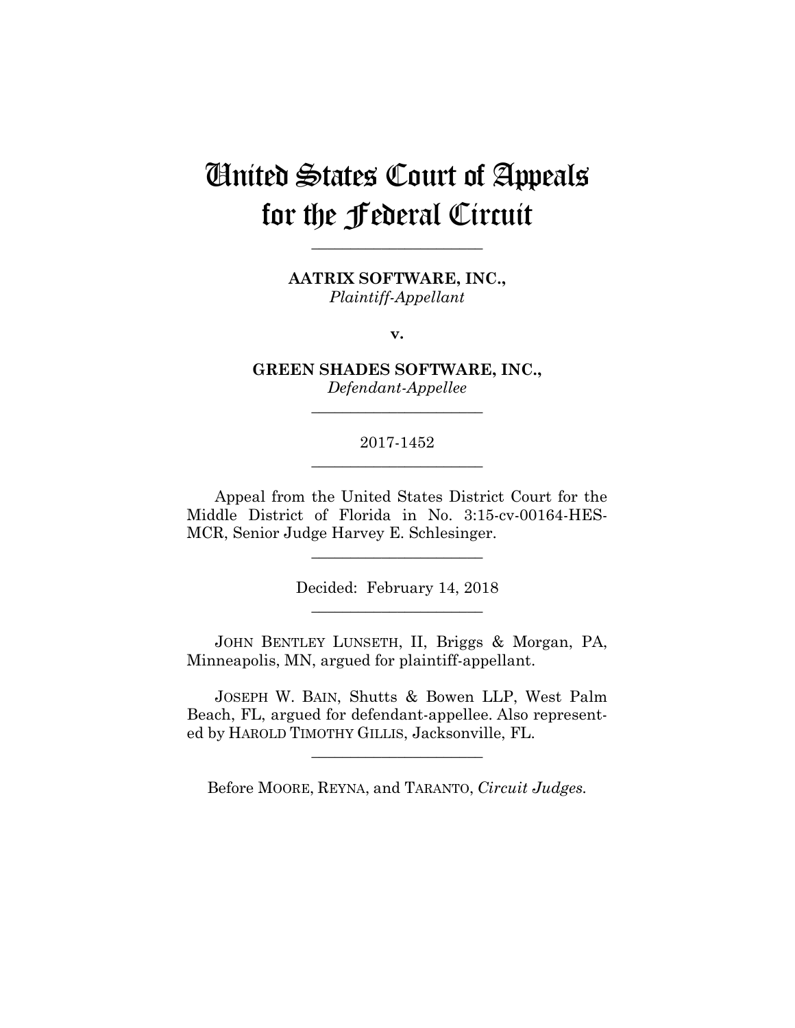# United States Court of Appeals for the Federal Circuit

______________________

**AATRIX SOFTWARE, INC.,**
*Plaintiff-Appellant*

**v.**

**GREEN SHADES SOFTWARE, INC.,**
*Defendant-Appellee*

______________________

2017-1452

______________________

Appeal from the United States District Court for the Middle District of Florida in No. 3:15-cv-00164-HES-MCR, Senior Judge Harvey E. Schlesinger.

______________________

Decided: February 14, 2018

______________________

JOHN BENTLEY LUNSETH, II, Briggs & Morgan, PA, Minneapolis, MN, argued for plaintiff-appellant.

JOSEPH W. BAIN, Shutts & Bowen LLP, West Palm Beach, FL, argued for defendant-appellee. Also represented by HAROLD TIMOTHY GILLIS, Jacksonville, FL.

______________________

Before MOORE, REYNA, and TARANTO, *Circuit Judges.*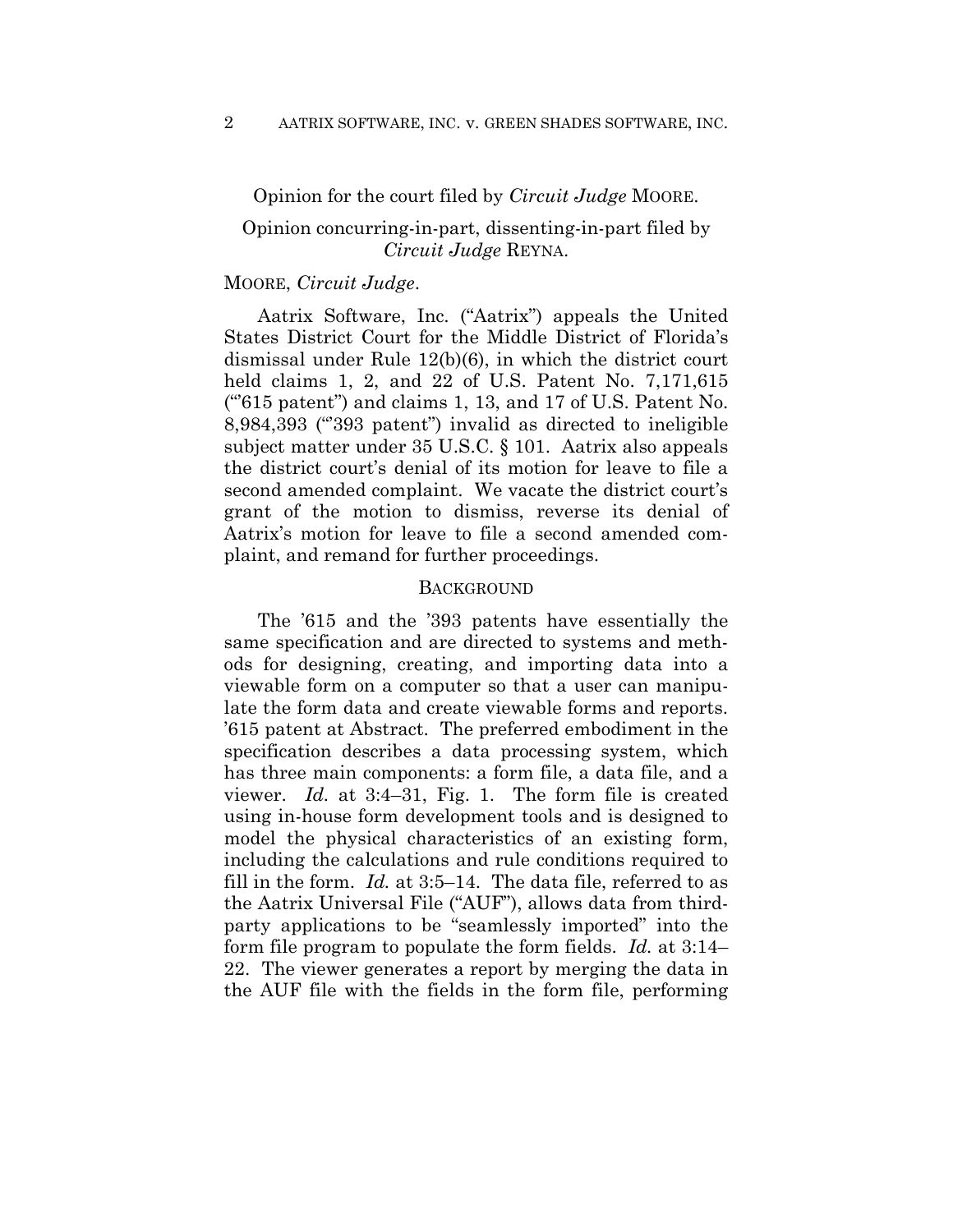Opinion for the court filed by *Circuit Judge* MOORE.

Opinion concurring-in-part, dissenting-in-part filed by *Circuit Judge* REYNA.

MOORE, *Circuit Judge*.

Aatrix Software, Inc. ("Aatrix") appeals the United States District Court for the Middle District of Florida's dismissal under Rule 12(b)(6), in which the district court held claims 1, 2, and 22 of U.S. Patent No. 7,171,615 ("'615 patent") and claims 1, 13, and 17 of U.S. Patent No. 8,984,393 ("'393 patent") invalid as directed to ineligible subject matter under 35 U.S.C. § 101. Aatrix also appeals the district court's denial of its motion for leave to file a second amended complaint. We vacate the district court's grant of the motion to dismiss, reverse its denial of Aatrix's motion for leave to file a second amended complaint, and remand for further proceedings.

## BACKGROUND

The '615 and the '393 patents have essentially the same specification and are directed to systems and methods for designing, creating, and importing data into a viewable form on a computer so that a user can manipulate the form data and create viewable forms and reports. '615 patent at Abstract. The preferred embodiment in the specification describes a data processing system, which has three main components: a form file, a data file, and a viewer. *Id.* at 3:4–31, Fig. 1. The form file is created using in-house form development tools and is designed to model the physical characteristics of an existing form, including the calculations and rule conditions required to fill in the form. *Id.* at 3:5–14. The data file, referred to as the Aatrix Universal File ("AUF"), allows data from third-party applications to be "seamlessly imported" into the form file program to populate the form fields. *Id.* at 3:14–22. The viewer generates a report by merging the data in the AUF file with the fields in the form file, performing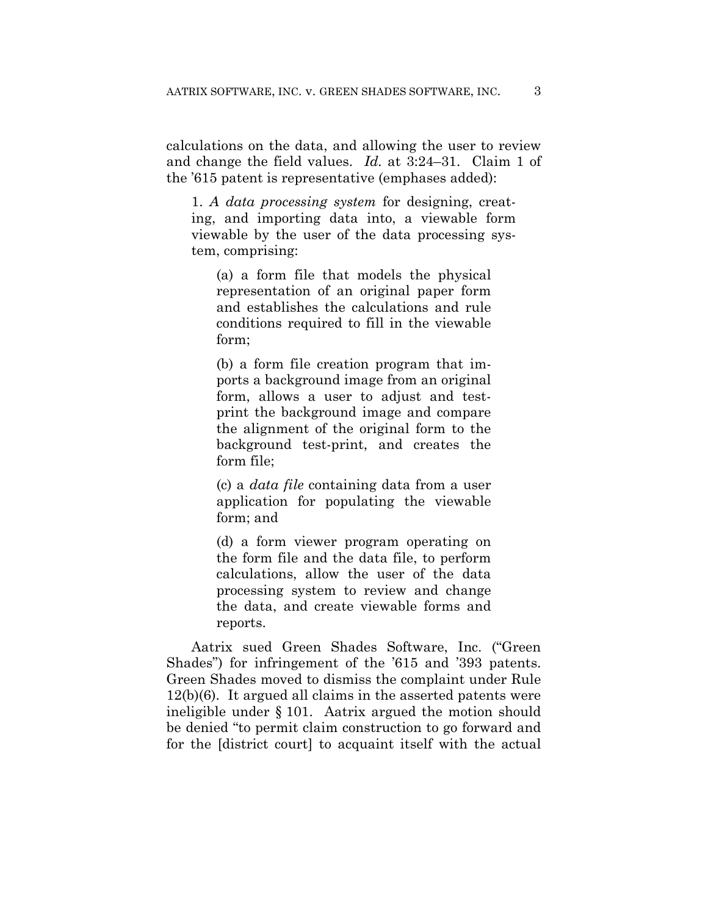calculations on the data, and allowing the user to review and change the field values. *Id.* at 3:24–31. Claim 1 of the '615 patent is representative (emphases added):

> 1. *A data processing system* for designing, creating, and importing data into, a viewable form viewable by the user of the data processing system, comprising:
>
> > (a) a form file that models the physical representation of an original paper form and establishes the calculations and rule conditions required to fill in the viewable form;
> >
> > (b) a form file creation program that imports a background image from an original form, allows a user to adjust and test-print the background image and compare the alignment of the original form to the background test-print, and creates the form file;
> >
> > (c) a *data file* containing data from a user application for populating the viewable form; and
> >
> > (d) a form viewer program operating on the form file and the data file, to perform calculations, allow the user of the data processing system to review and change the data, and create viewable forms and reports.

Aatrix sued Green Shades Software, Inc. ("Green Shades") for infringement of the '615 and '393 patents. Green Shades moved to dismiss the complaint under Rule 12(b)(6). It argued all claims in the asserted patents were ineligible under § 101. Aatrix argued the motion should be denied "to permit claim construction to go forward and for the [district court] to acquaint itself with the actual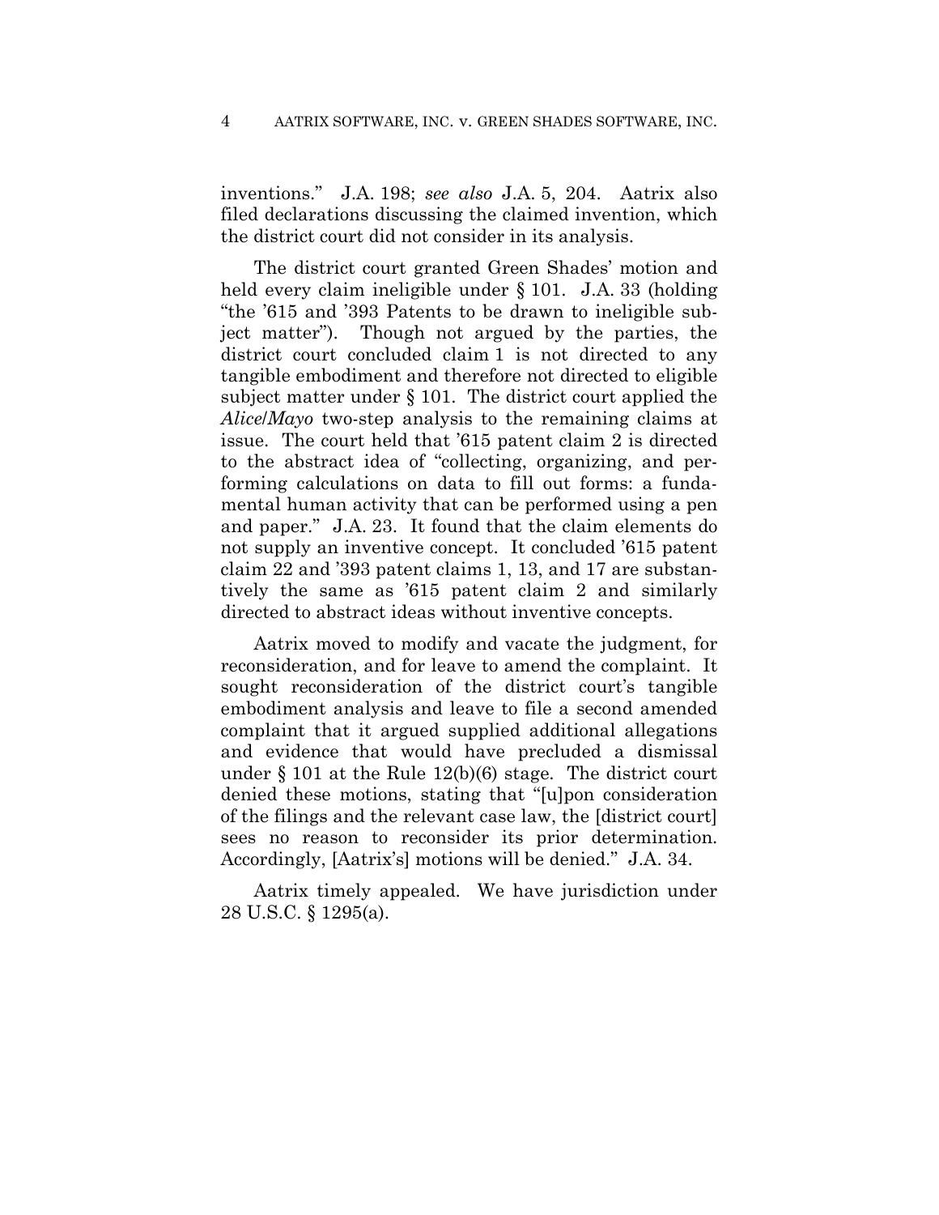inventions." J.A. 198; *see also* J.A. 5, 204. Aatrix also filed declarations discussing the claimed invention, which the district court did not consider in its analysis.

The district court granted Green Shades' motion and held every claim ineligible under § 101. J.A. 33 (holding "the '615 and '393 Patents to be drawn to ineligible subject matter"). Though not argued by the parties, the district court concluded claim 1 is not directed to any tangible embodiment and therefore not directed to eligible subject matter under § 101. The district court applied the *Alice*/*Mayo* two-step analysis to the remaining claims at issue. The court held that '615 patent claim 2 is directed to the abstract idea of "collecting, organizing, and performing calculations on data to fill out forms: a fundamental human activity that can be performed using a pen and paper." J.A. 23. It found that the claim elements do not supply an inventive concept. It concluded '615 patent claim 22 and '393 patent claims 1, 13, and 17 are substantively the same as '615 patent claim 2 and similarly directed to abstract ideas without inventive concepts.

Aatrix moved to modify and vacate the judgment, for reconsideration, and for leave to amend the complaint. It sought reconsideration of the district court's tangible embodiment analysis and leave to file a second amended complaint that it argued supplied additional allegations and evidence that would have precluded a dismissal under § 101 at the Rule 12(b)(6) stage. The district court denied these motions, stating that "[u]pon consideration of the filings and the relevant case law, the [district court] sees no reason to reconsider its prior determination. Accordingly, [Aatrix's] motions will be denied." J.A. 34.

Aatrix timely appealed. We have jurisdiction under 28 U.S.C. § 1295(a).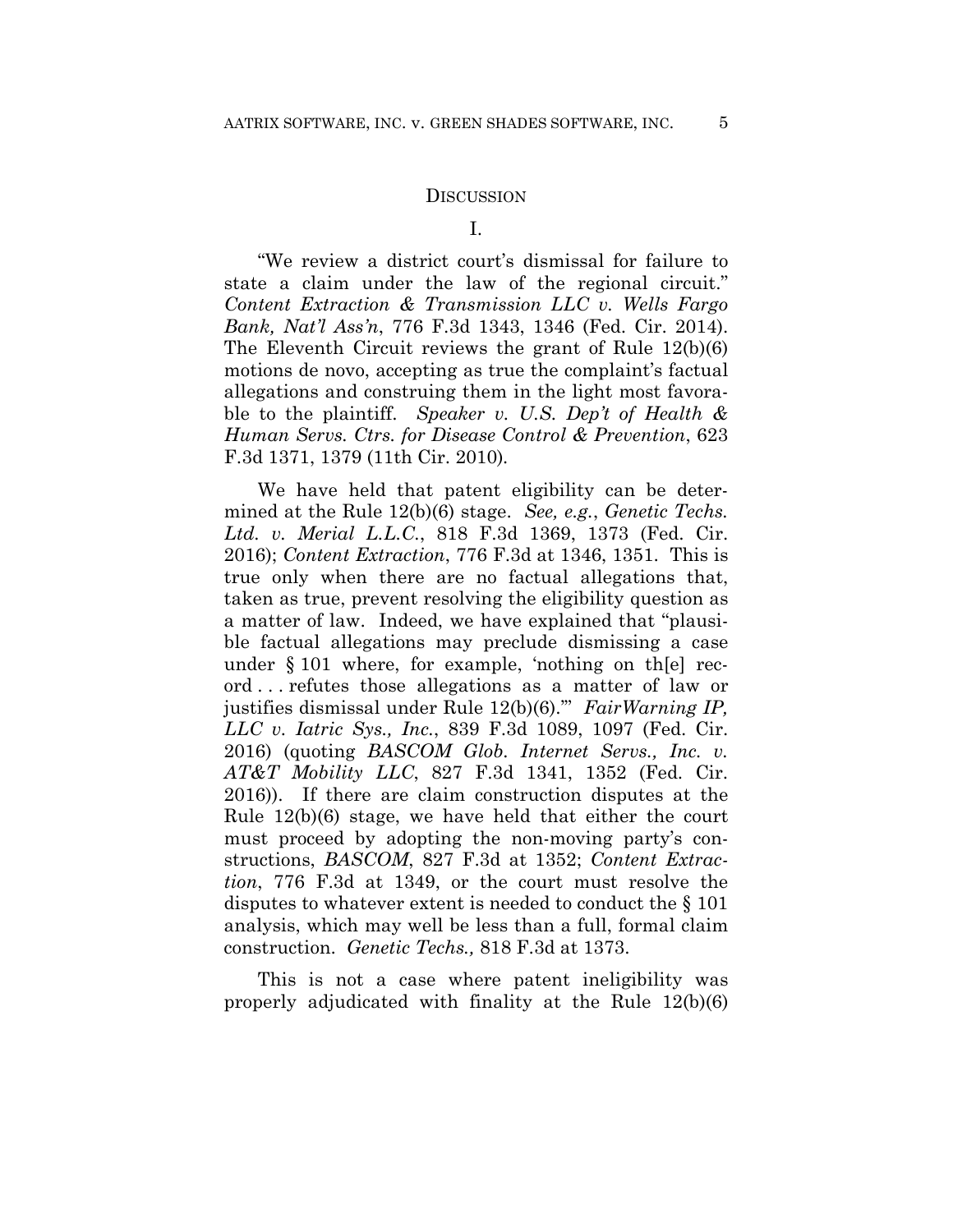## DISCUSSION

### I.

"We review a district court's dismissal for failure to state a claim under the law of the regional circuit." *Content Extraction & Transmission LLC v. Wells Fargo Bank, Nat'l Ass'n*, 776 F.3d 1343, 1346 (Fed. Cir. 2014). The Eleventh Circuit reviews the grant of Rule 12(b)(6) motions de novo, accepting as true the complaint's factual allegations and construing them in the light most favorable to the plaintiff. *Speaker v. U.S. Dep't of Health & Human Servs. Ctrs. for Disease Control & Prevention*, 623 F.3d 1371, 1379 (11th Cir. 2010).

We have held that patent eligibility can be determined at the Rule 12(b)(6) stage. *See, e.g.*, *Genetic Techs. Ltd. v. Merial L.L.C.*, 818 F.3d 1369, 1373 (Fed. Cir. 2016); *Content Extraction*, 776 F.3d at 1346, 1351. This is true only when there are no factual allegations that, taken as true, prevent resolving the eligibility question as a matter of law. Indeed, we have explained that "plausible factual allegations may preclude dismissing a case under § 101 where, for example, 'nothing on th[e] record . . . refutes those allegations as a matter of law or justifies dismissal under Rule 12(b)(6).'" *FairWarning IP, LLC v. Iatric Sys., Inc.*, 839 F.3d 1089, 1097 (Fed. Cir. 2016) (quoting *BASCOM Glob. Internet Servs., Inc. v. AT&T Mobility LLC*, 827 F.3d 1341, 1352 (Fed. Cir. 2016)). If there are claim construction disputes at the Rule 12(b)(6) stage, we have held that either the court must proceed by adopting the non-moving party's constructions, *BASCOM*, 827 F.3d at 1352; *Content Extraction*, 776 F.3d at 1349, or the court must resolve the disputes to whatever extent is needed to conduct the § 101 analysis, which may well be less than a full, formal claim construction. *Genetic Techs.,* 818 F.3d at 1373.

This is not a case where patent ineligibility was properly adjudicated with finality at the Rule 12(b)(6)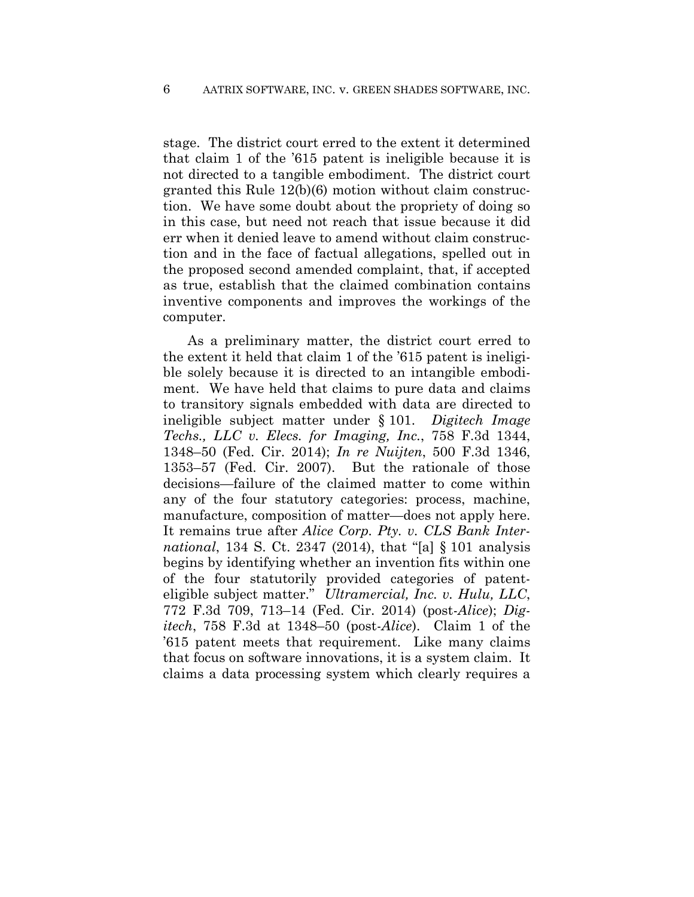stage. The district court erred to the extent it determined that claim 1 of the '615 patent is ineligible because it is not directed to a tangible embodiment. The district court granted this Rule 12(b)(6) motion without claim construction. We have some doubt about the propriety of doing so in this case, but need not reach that issue because it did err when it denied leave to amend without claim construction and in the face of factual allegations, spelled out in the proposed second amended complaint, that, if accepted as true, establish that the claimed combination contains inventive components and improves the workings of the computer.

As a preliminary matter, the district court erred to the extent it held that claim 1 of the '615 patent is ineligible solely because it is directed to an intangible embodiment. We have held that claims to pure data and claims to transitory signals embedded with data are directed to ineligible subject matter under § 101. *Digitech Image Techs., LLC v. Elecs. for Imaging, Inc.*, 758 F.3d 1344, 1348–50 (Fed. Cir. 2014); *In re Nuijten*, 500 F.3d 1346, 1353–57 (Fed. Cir. 2007). But the rationale of those decisions—failure of the claimed matter to come within any of the four statutory categories: process, machine, manufacture, composition of matter—does not apply here. It remains true after *Alice Corp. Pty. v. CLS Bank International*, 134 S. Ct. 2347 (2014), that "[a] § 101 analysis begins by identifying whether an invention fits within one of the four statutorily provided categories of patent-eligible subject matter." *Ultramercial, Inc. v. Hulu, LLC*, 772 F.3d 709, 713–14 (Fed. Cir. 2014) (post-*Alice*); *Digitech*, 758 F.3d at 1348–50 (post-*Alice*). Claim 1 of the '615 patent meets that requirement. Like many claims that focus on software innovations, it is a system claim. It claims a data processing system which clearly requires a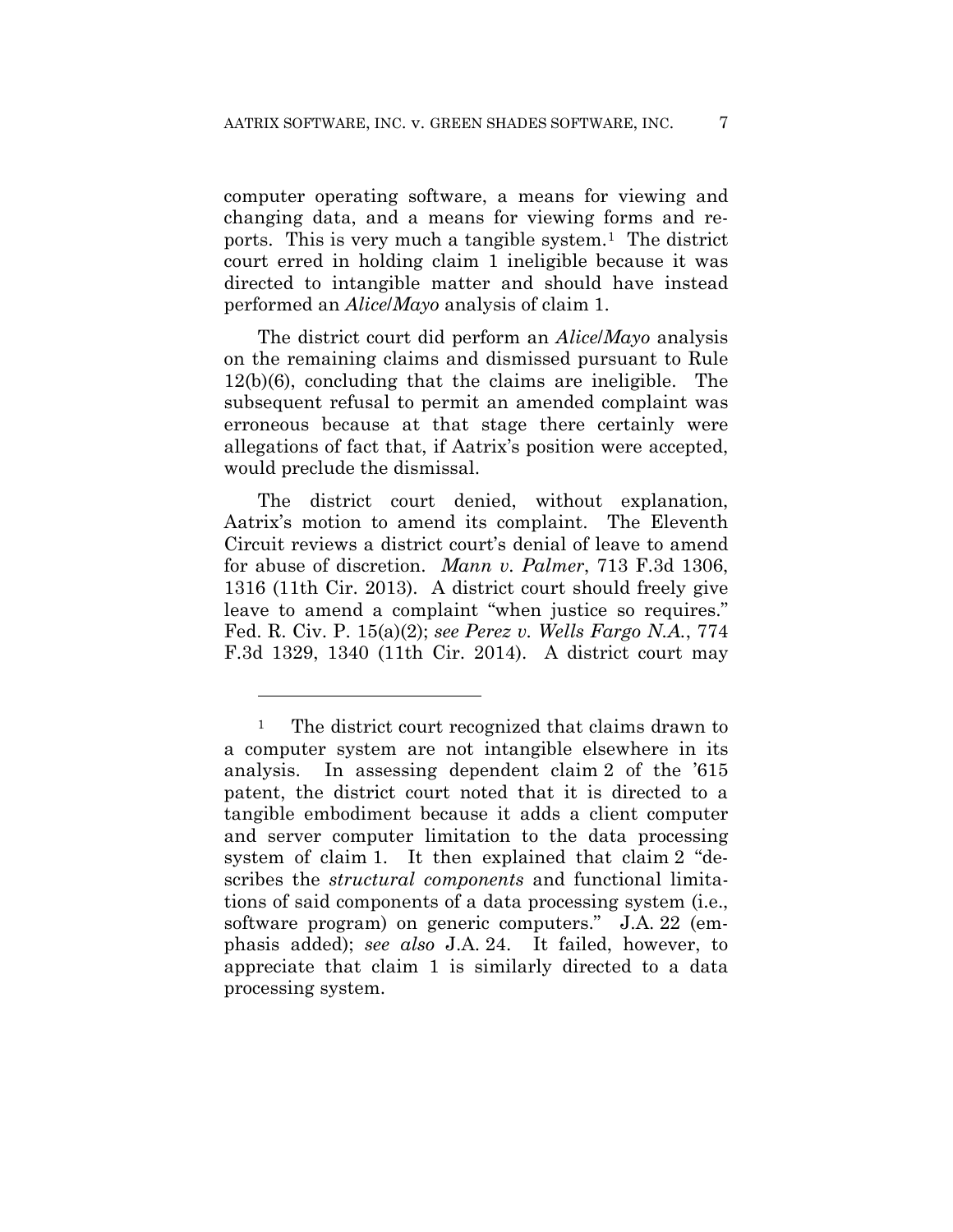computer operating software, a means for viewing and changing data, and a means for viewing forms and reports. This is very much a tangible system.[1] The district court erred in holding claim 1 ineligible because it was directed to intangible matter and should have instead performed an *Alice*/*Mayo* analysis of claim 1.

The district court did perform an *Alice*/*Mayo* analysis on the remaining claims and dismissed pursuant to Rule 12(b)(6), concluding that the claims are ineligible. The subsequent refusal to permit an amended complaint was erroneous because at that stage there certainly were allegations of fact that, if Aatrix's position were accepted, would preclude the dismissal.

The district court denied, without explanation, Aatrix's motion to amend its complaint. The Eleventh Circuit reviews a district court's denial of leave to amend for abuse of discretion. *Mann v. Palmer*, 713 F.3d 1306, 1316 (11th Cir. 2013). A district court should freely give leave to amend a complaint "when justice so requires." Fed. R. Civ. P. 15(a)(2); *see Perez v. Wells Fargo N.A.*, 774 F.3d 1329, 1340 (11th Cir. 2014). A district court may

---

[1] The district court recognized that claims drawn to a computer system are not intangible elsewhere in its analysis. In assessing dependent claim 2 of the '615 patent, the district court noted that it is directed to a tangible embodiment because it adds a client computer and server computer limitation to the data processing system of claim 1. It then explained that claim 2 "describes the *structural components* and functional limitations of said components of a data processing system (i.e., software program) on generic computers." J.A. 22 (emphasis added); *see also* J.A. 24. It failed, however, to appreciate that claim 1 is similarly directed to a data processing system.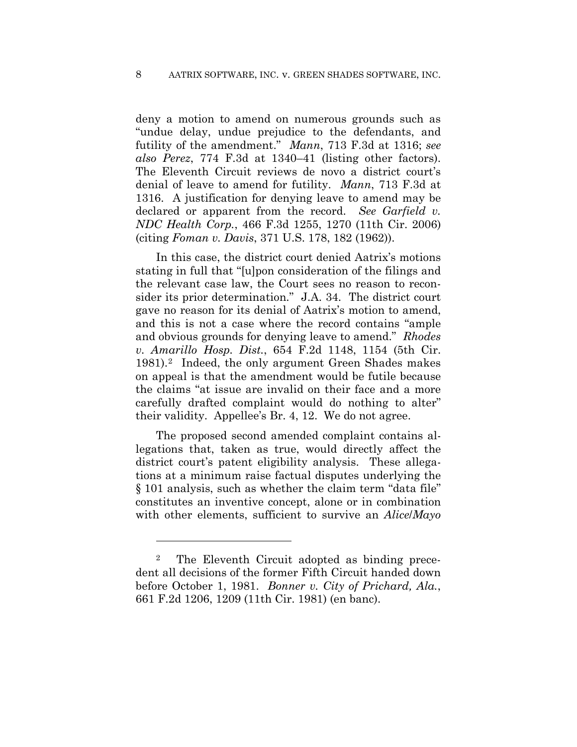deny a motion to amend on numerous grounds such as "undue delay, undue prejudice to the defendants, and futility of the amendment." *Mann*, 713 F.3d at 1316; *see also Perez*, 774 F.3d at 1340–41 (listing other factors). The Eleventh Circuit reviews de novo a district court's denial of leave to amend for futility. *Mann*, 713 F.3d at 1316. A justification for denying leave to amend may be declared or apparent from the record. *See Garfield v. NDC Health Corp.*, 466 F.3d 1255, 1270 (11th Cir. 2006) (citing *Foman v. Davis*, 371 U.S. 178, 182 (1962)).

In this case, the district court denied Aatrix's motions stating in full that "[u]pon consideration of the filings and the relevant case law, the Court sees no reason to reconsider its prior determination." J.A. 34. The district court gave no reason for its denial of Aatrix's motion to amend, and this is not a case where the record contains "ample and obvious grounds for denying leave to amend." *Rhodes v. Amarillo Hosp. Dist.*, 654 F.2d 1148, 1154 (5th Cir. 1981).[2] Indeed, the only argument Green Shades makes on appeal is that the amendment would be futile because the claims "at issue are invalid on their face and a more carefully drafted complaint would do nothing to alter" their validity. Appellee's Br. 4, 12. We do not agree.

The proposed second amended complaint contains allegations that, taken as true, would directly affect the district court's patent eligibility analysis. These allegations at a minimum raise factual disputes underlying the § 101 analysis, such as whether the claim term "data file" constitutes an inventive concept, alone or in combination with other elements, sufficient to survive an *Alice*/*Mayo*

---

[2] The Eleventh Circuit adopted as binding precedent all decisions of the former Fifth Circuit handed down before October 1, 1981. *Bonner v. City of Prichard, Ala.*, 661 F.2d 1206, 1209 (11th Cir. 1981) (en banc).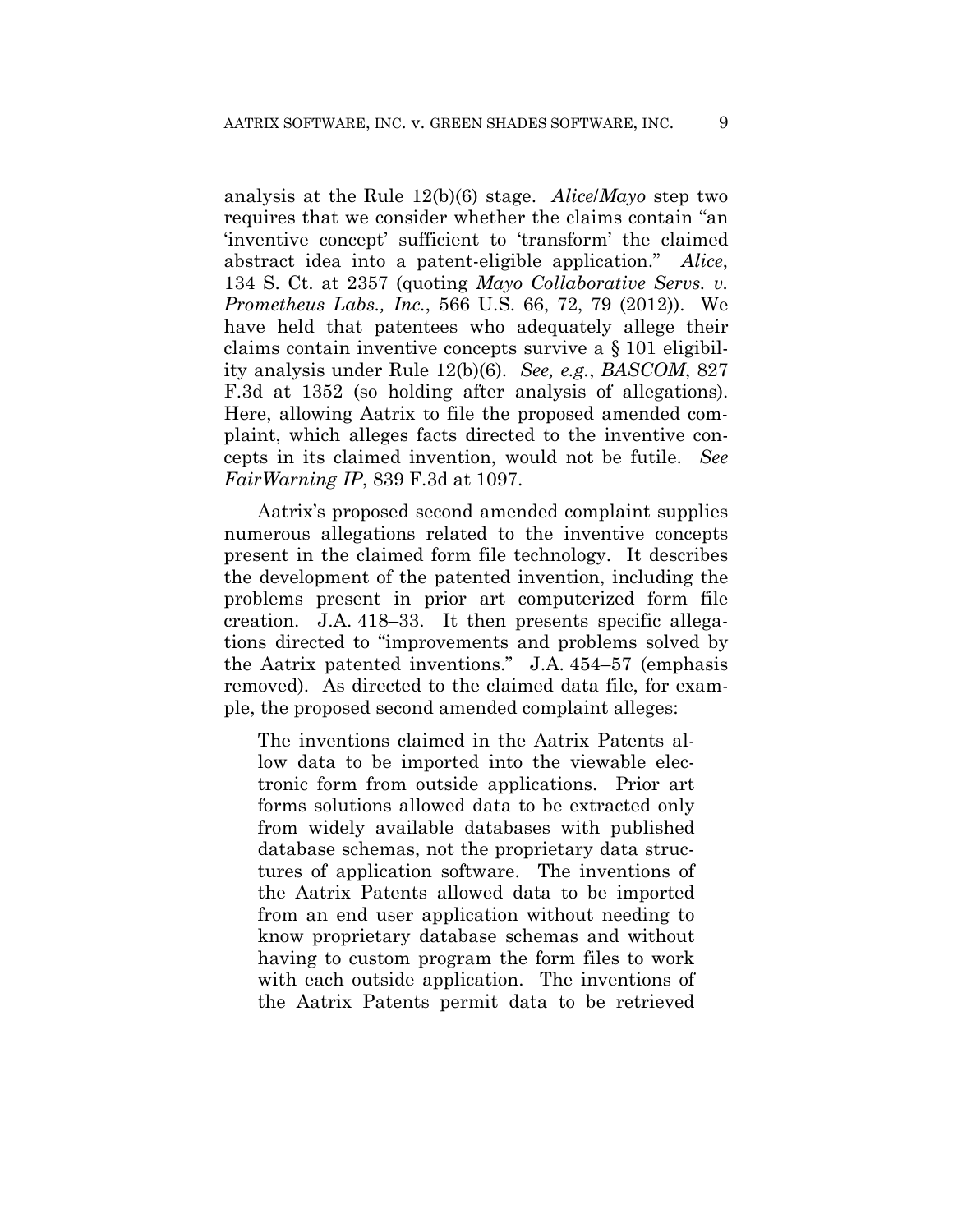analysis at the Rule 12(b)(6) stage. *Alice*/*Mayo* step two requires that we consider whether the claims contain "an 'inventive concept' sufficient to 'transform' the claimed abstract idea into a patent-eligible application." *Alice*, 134 S. Ct. at 2357 (quoting *Mayo Collaborative Servs. v. Prometheus Labs., Inc.*, 566 U.S. 66, 72, 79 (2012)). We have held that patentees who adequately allege their claims contain inventive concepts survive a § 101 eligibility analysis under Rule 12(b)(6). *See, e.g.*, *BASCOM*, 827 F.3d at 1352 (so holding after analysis of allegations). Here, allowing Aatrix to file the proposed amended complaint, which alleges facts directed to the inventive concepts in its claimed invention, would not be futile. *See FairWarning IP*, 839 F.3d at 1097.

Aatrix's proposed second amended complaint supplies numerous allegations related to the inventive concepts present in the claimed form file technology. It describes the development of the patented invention, including the problems present in prior art computerized form file creation. J.A. 418–33. It then presents specific allegations directed to "improvements and problems solved by the Aatrix patented inventions." J.A. 454–57 (emphasis removed). As directed to the claimed data file, for example, the proposed second amended complaint alleges:

> The inventions claimed in the Aatrix Patents allow data to be imported into the viewable electronic form from outside applications. Prior art forms solutions allowed data to be extracted only from widely available databases with published database schemas, not the proprietary data structures of application software. The inventions of the Aatrix Patents allowed data to be imported from an end user application without needing to know proprietary database schemas and without having to custom program the form files to work with each outside application. The inventions of the Aatrix Patents permit data to be retrieved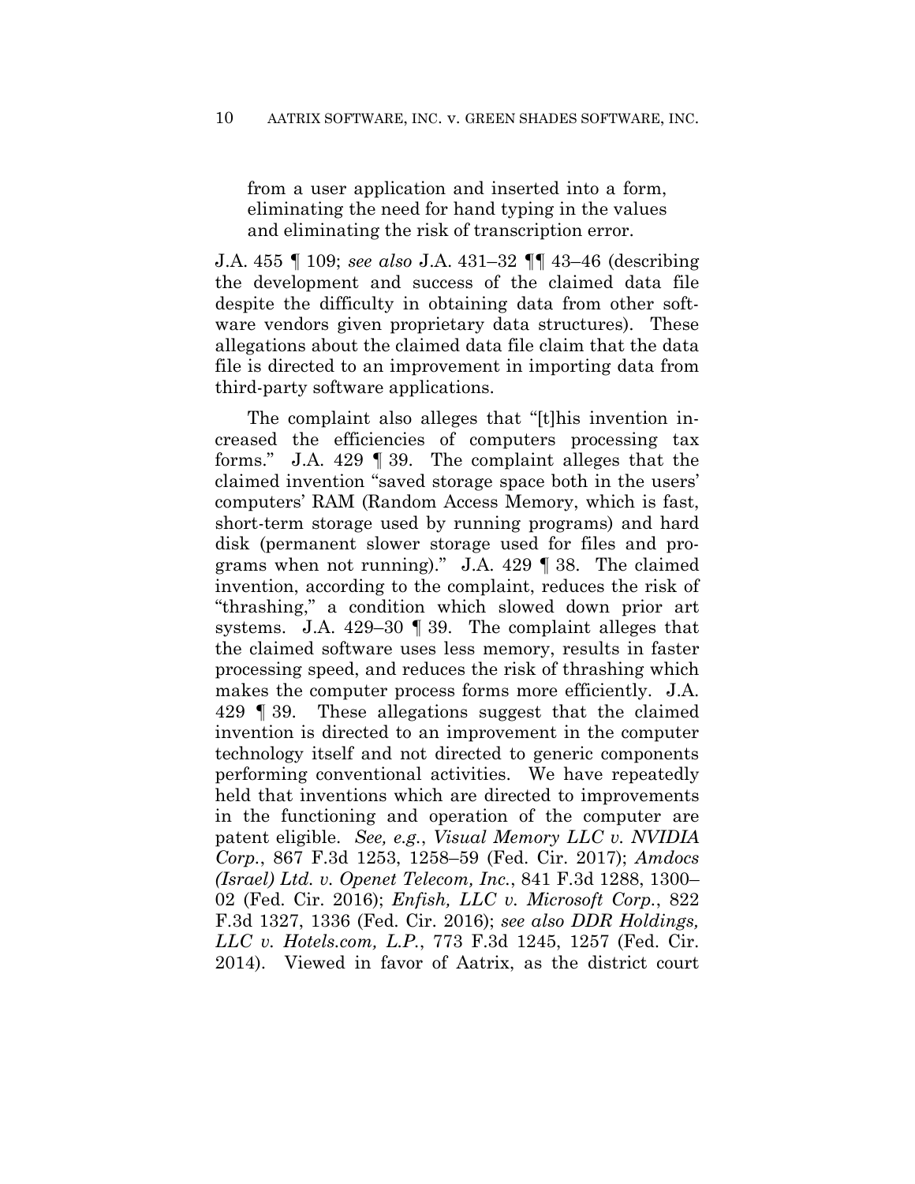> from a user application and inserted into a form, eliminating the need for hand typing in the values and eliminating the risk of transcription error.

J.A. 455 ¶ 109; *see also* J.A. 431–32 ¶¶ 43–46 (describing the development and success of the claimed data file despite the difficulty in obtaining data from other software vendors given proprietary data structures). These allegations about the claimed data file claim that the data file is directed to an improvement in importing data from third-party software applications.

The complaint also alleges that "[t]his invention increased the efficiencies of computers processing tax forms." J.A. 429 ¶ 39. The complaint alleges that the claimed invention "saved storage space both in the users' computers' RAM (Random Access Memory, which is fast, short-term storage used by running programs) and hard disk (permanent slower storage used for files and programs when not running)." J.A. 429 ¶ 38. The claimed invention, according to the complaint, reduces the risk of "thrashing," a condition which slowed down prior art systems. J.A. 429–30 ¶ 39. The complaint alleges that the claimed software uses less memory, results in faster processing speed, and reduces the risk of thrashing which makes the computer process forms more efficiently. J.A. 429 ¶ 39. These allegations suggest that the claimed invention is directed to an improvement in the computer technology itself and not directed to generic components performing conventional activities. We have repeatedly held that inventions which are directed to improvements in the functioning and operation of the computer are patent eligible. *See, e.g.*, *Visual Memory LLC v. NVIDIA Corp.*, 867 F.3d 1253, 1258–59 (Fed. Cir. 2017); *Amdocs (Israel) Ltd. v. Openet Telecom, Inc.*, 841 F.3d 1288, 1300–02 (Fed. Cir. 2016); *Enfish, LLC v. Microsoft Corp.*, 822 F.3d 1327, 1336 (Fed. Cir. 2016); *see also DDR Holdings, LLC v. Hotels.com, L.P.*, 773 F.3d 1245, 1257 (Fed. Cir. 2014). Viewed in favor of Aatrix, as the district court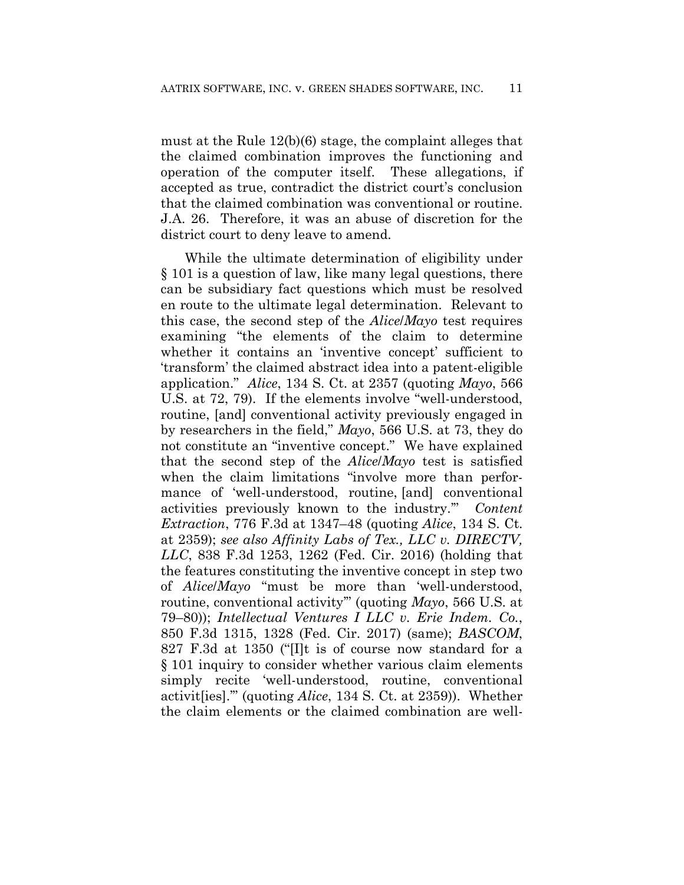must at the Rule 12(b)(6) stage, the complaint alleges that the claimed combination improves the functioning and operation of the computer itself. These allegations, if accepted as true, contradict the district court's conclusion that the claimed combination was conventional or routine. J.A. 26. Therefore, it was an abuse of discretion for the district court to deny leave to amend.

While the ultimate determination of eligibility under § 101 is a question of law, like many legal questions, there can be subsidiary fact questions which must be resolved en route to the ultimate legal determination. Relevant to this case, the second step of the *Alice/Mayo* test requires examining "the elements of the claim to determine whether it contains an 'inventive concept' sufficient to 'transform' the claimed abstract idea into a patent-eligible application." *Alice*, 134 S. Ct. at 2357 (quoting *Mayo*, 566 U.S. at 72, 79). If the elements involve "well-understood, routine, [and] conventional activity previously engaged in by researchers in the field," *Mayo*, 566 U.S. at 73, they do not constitute an "inventive concept." We have explained that the second step of the *Alice/Mayo* test is satisfied when the claim limitations "involve more than performance of 'well-understood, routine, [and] conventional activities previously known to the industry.'" *Content Extraction*, 776 F.3d at 1347–48 (quoting *Alice*, 134 S. Ct. at 2359); *see also Affinity Labs of Tex., LLC v. DIRECTV, LLC*, 838 F.3d 1253, 1262 (Fed. Cir. 2016) (holding that the features constituting the inventive concept in step two of *Alice/Mayo* "must be more than 'well-understood, routine, conventional activity'" (quoting *Mayo*, 566 U.S. at 79–80)); *Intellectual Ventures I LLC v. Erie Indem. Co.*, 850 F.3d 1315, 1328 (Fed. Cir. 2017) (same); *BASCOM*, 827 F.3d at 1350 ("[I]t is of course now standard for a § 101 inquiry to consider whether various claim elements simply recite 'well-understood, routine, conventional activit[ies].'" (quoting *Alice*, 134 S. Ct. at 2359)). Whether the claim elements or the claimed combination are well-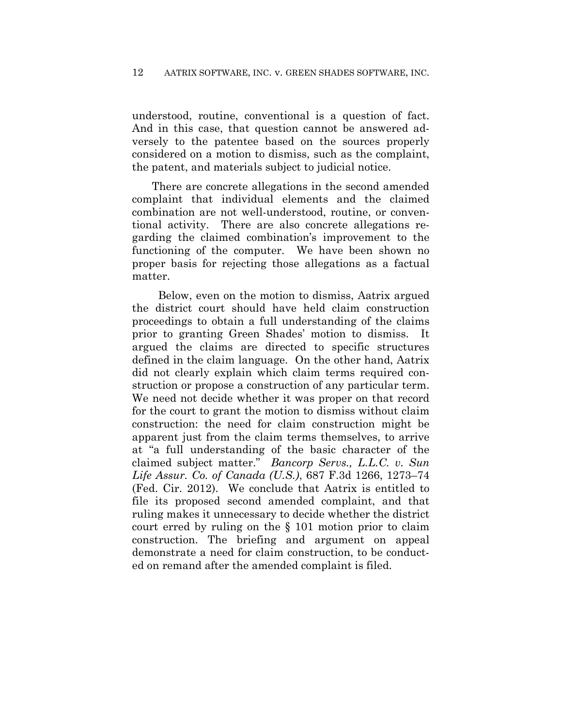understood, routine, conventional is a question of fact. And in this case, that question cannot be answered adversely to the patentee based on the sources properly considered on a motion to dismiss, such as the complaint, the patent, and materials subject to judicial notice.

There are concrete allegations in the second amended complaint that individual elements and the claimed combination are not well-understood, routine, or conventional activity. There are also concrete allegations regarding the claimed combination's improvement to the functioning of the computer. We have been shown no proper basis for rejecting those allegations as a factual matter.

Below, even on the motion to dismiss, Aatrix argued the district court should have held claim construction proceedings to obtain a full understanding of the claims prior to granting Green Shades' motion to dismiss. It argued the claims are directed to specific structures defined in the claim language. On the other hand, Aatrix did not clearly explain which claim terms required construction or propose a construction of any particular term. We need not decide whether it was proper on that record for the court to grant the motion to dismiss without claim construction: the need for claim construction might be apparent just from the claim terms themselves, to arrive at "a full understanding of the basic character of the claimed subject matter." *Bancorp Servs., L.L.C. v. Sun Life Assur. Co. of Canada (U.S.)*, 687 F.3d 1266, 1273–74 (Fed. Cir. 2012). We conclude that Aatrix is entitled to file its proposed second amended complaint, and that ruling makes it unnecessary to decide whether the district court erred by ruling on the § 101 motion prior to claim construction. The briefing and argument on appeal demonstrate a need for claim construction, to be conducted on remand after the amended complaint is filed.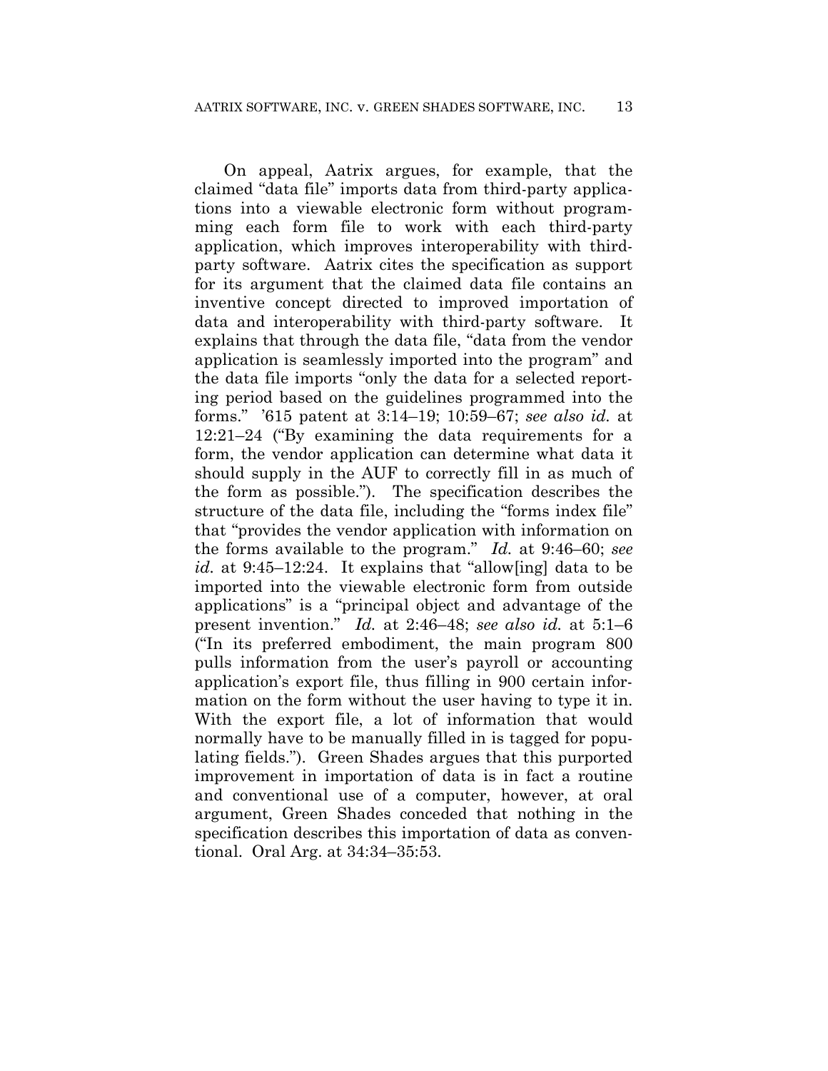On appeal, Aatrix argues, for example, that the claimed "data file" imports data from third-party applications into a viewable electronic form without programming each form file to work with each third-party application, which improves interoperability with third-party software. Aatrix cites the specification as support for its argument that the claimed data file contains an inventive concept directed to improved importation of data and interoperability with third-party software. It explains that through the data file, "data from the vendor application is seamlessly imported into the program" and the data file imports "only the data for a selected reporting period based on the guidelines programmed into the forms." '615 patent at 3:14–19; 10:59–67; *see also id.* at 12:21–24 ("By examining the data requirements for a form, the vendor application can determine what data it should supply in the AUF to correctly fill in as much of the form as possible."). The specification describes the structure of the data file, including the "forms index file" that "provides the vendor application with information on the forms available to the program." *Id.* at 9:46–60; *see id.* at 9:45–12:24. It explains that "allow[ing] data to be imported into the viewable electronic form from outside applications" is a "principal object and advantage of the present invention." *Id.* at 2:46–48; *see also id.* at 5:1–6 ("In its preferred embodiment, the main program 800 pulls information from the user's payroll or accounting application's export file, thus filling in 900 certain information on the form without the user having to type it in. With the export file, a lot of information that would normally have to be manually filled in is tagged for populating fields."). Green Shades argues that this purported improvement in importation of data is in fact a routine and conventional use of a computer, however, at oral argument, Green Shades conceded that nothing in the specification describes this importation of data as conventional. Oral Arg. at 34:34–35:53.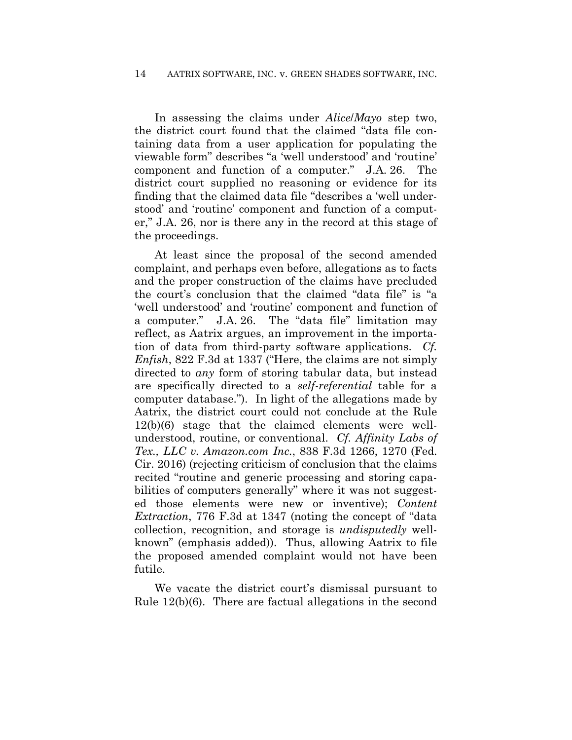In assessing the claims under *Alice*/*Mayo* step two, the district court found that the claimed "data file containing data from a user application for populating the viewable form" describes "a 'well understood' and 'routine' component and function of a computer." J.A. 26. The district court supplied no reasoning or evidence for its finding that the claimed data file "describes a 'well understood' and 'routine' component and function of a computer," J.A. 26, nor is there any in the record at this stage of the proceedings.

At least since the proposal of the second amended complaint, and perhaps even before, allegations as to facts and the proper construction of the claims have precluded the court's conclusion that the claimed "data file" is "a 'well understood' and 'routine' component and function of a computer." J.A. 26. The "data file" limitation may reflect, as Aatrix argues, an improvement in the importation of data from third-party software applications. *Cf. Enfish*, 822 F.3d at 1337 ("Here, the claims are not simply directed to *any* form of storing tabular data, but instead are specifically directed to a *self-referential* table for a computer database."). In light of the allegations made by Aatrix, the district court could not conclude at the Rule 12(b)(6) stage that the claimed elements were well-understood, routine, or conventional. *Cf. Affinity Labs of Tex., LLC v. Amazon.com Inc.*, 838 F.3d 1266, 1270 (Fed. Cir. 2016) (rejecting criticism of conclusion that the claims recited "routine and generic processing and storing capabilities of computers generally" where it was not suggested those elements were new or inventive); *Content Extraction*, 776 F.3d at 1347 (noting the concept of "data collection, recognition, and storage is *undisputedly* well-known" (emphasis added)). Thus, allowing Aatrix to file the proposed amended complaint would not have been futile.

We vacate the district court's dismissal pursuant to Rule 12(b)(6). There are factual allegations in the second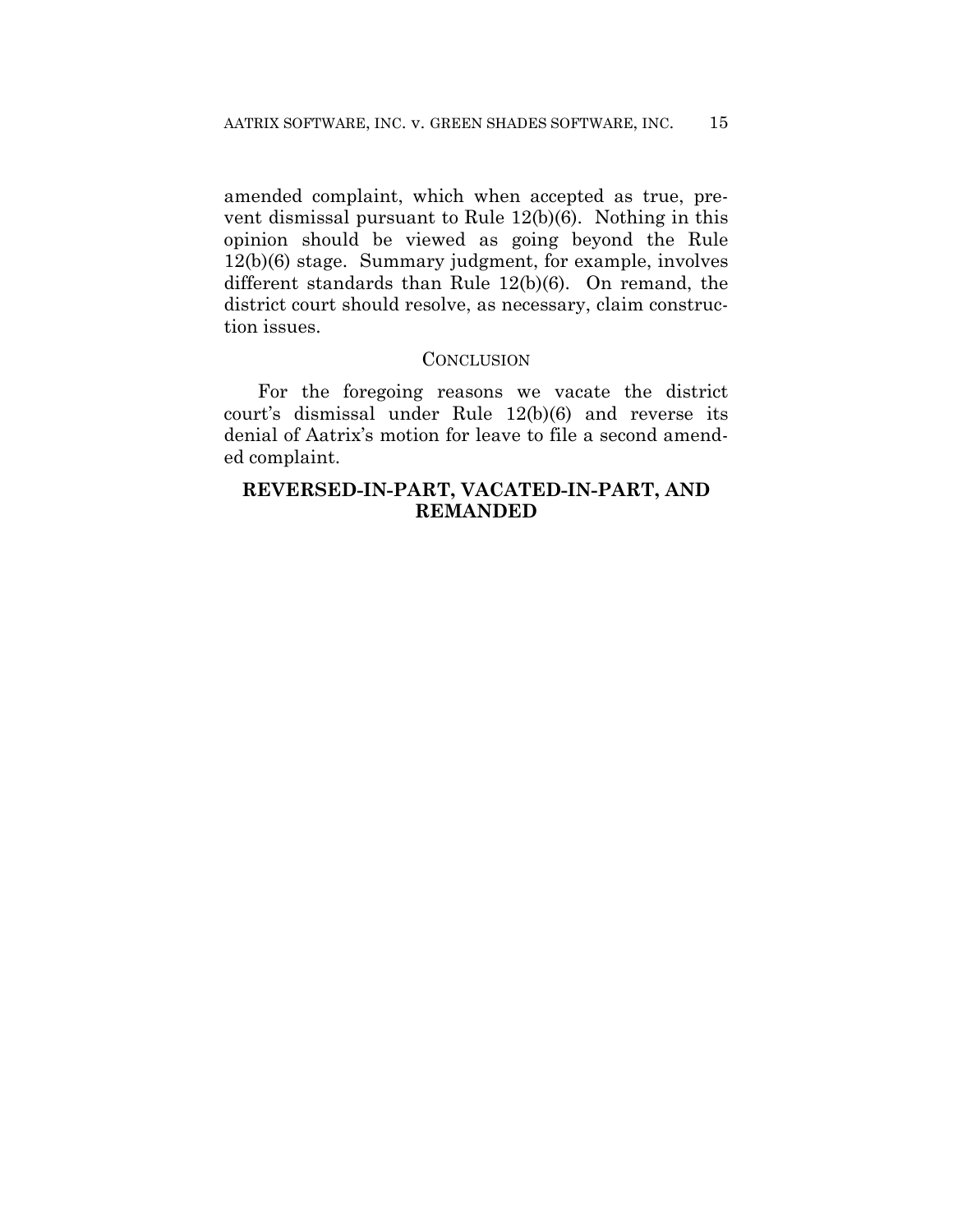amended complaint, which when accepted as true, prevent dismissal pursuant to Rule 12(b)(6). Nothing in this opinion should be viewed as going beyond the Rule 12(b)(6) stage. Summary judgment, for example, involves different standards than Rule 12(b)(6). On remand, the district court should resolve, as necessary, claim construction issues.

## CONCLUSION

For the foregoing reasons we vacate the district court's dismissal under Rule 12(b)(6) and reverse its denial of Aatrix's motion for leave to file a second amended complaint.

**REVERSED-IN-PART, VACATED-IN-PART, AND REMANDED**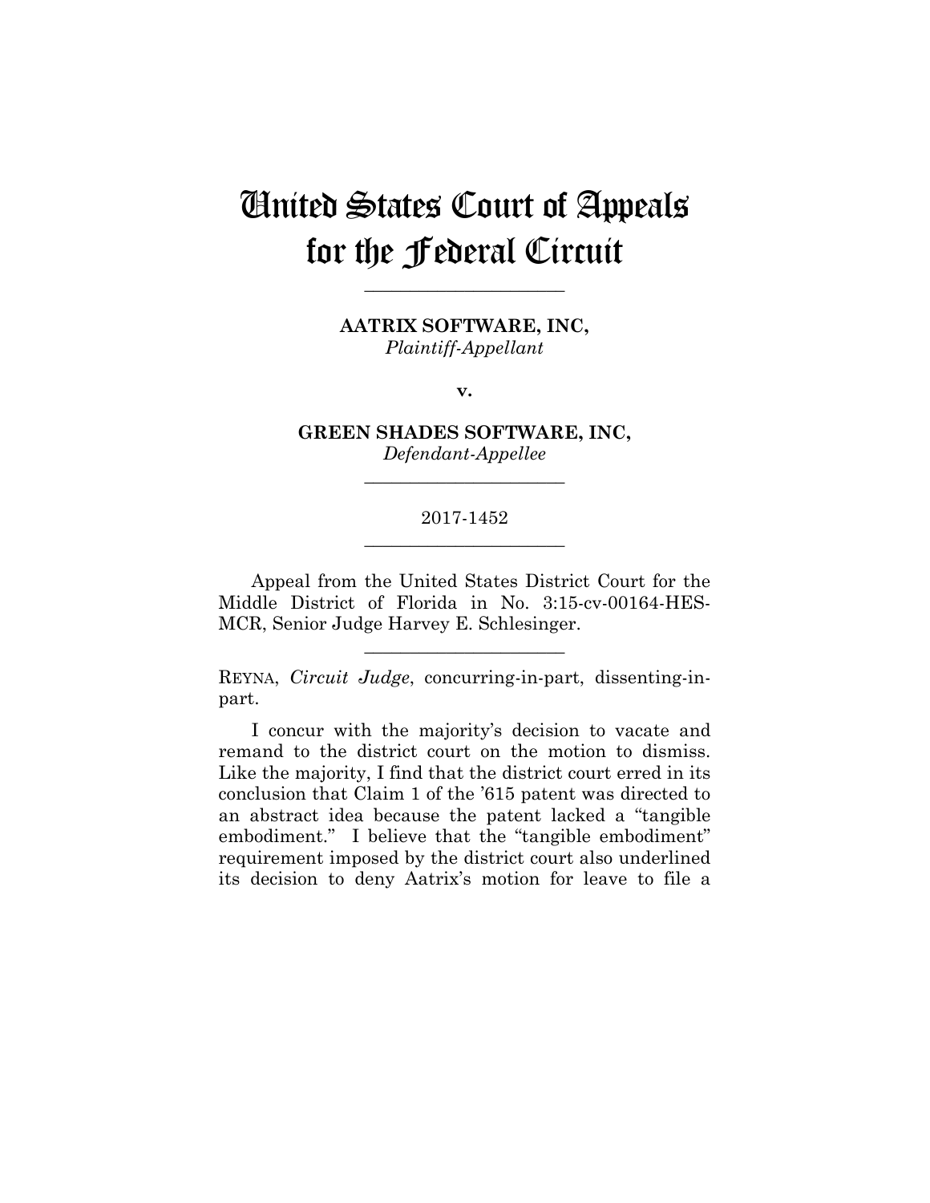# United States Court of Appeals for the Federal Circuit

______________________

**AATRIX SOFTWARE, INC,**
*Plaintiff-Appellant*

**v.**

**GREEN SHADES SOFTWARE, INC,**
*Defendant-Appellee*

______________________

2017-1452

______________________

Appeal from the United States District Court for the Middle District of Florida in No. 3:15-cv-00164-HES-MCR, Senior Judge Harvey E. Schlesinger.

______________________

REYNA, *Circuit Judge*, concurring-in-part, dissenting-in-part.

I concur with the majority's decision to vacate and remand to the district court on the motion to dismiss. Like the majority, I find that the district court erred in its conclusion that Claim 1 of the '615 patent was directed to an abstract idea because the patent lacked a "tangible embodiment." I believe that the "tangible embodiment" requirement imposed by the district court also underlined its decision to deny Aatrix's motion for leave to file a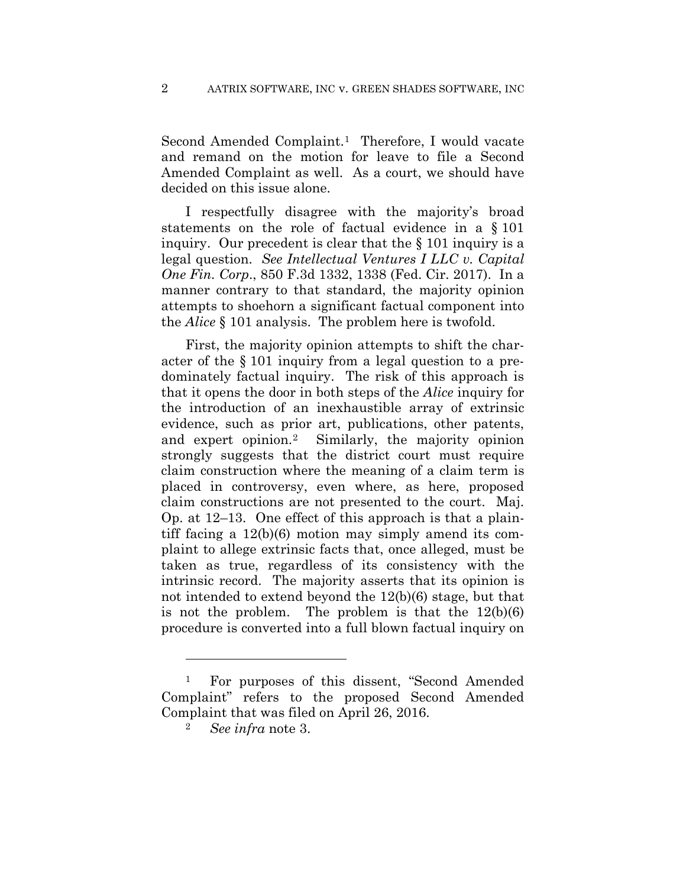Second Amended Complaint.[1] Therefore, I would vacate and remand on the motion for leave to file a Second Amended Complaint as well. As a court, we should have decided on this issue alone.

I respectfully disagree with the majority's broad statements on the role of factual evidence in a § 101 inquiry. Our precedent is clear that the § 101 inquiry is a legal question. *See Intellectual Ventures I LLC v. Capital One Fin. Corp*., 850 F.3d 1332, 1338 (Fed. Cir. 2017). In a manner contrary to that standard, the majority opinion attempts to shoehorn a significant factual component into the *Alice* § 101 analysis. The problem here is twofold.

First, the majority opinion attempts to shift the character of the § 101 inquiry from a legal question to a predominately factual inquiry. The risk of this approach is that it opens the door in both steps of the *Alice* inquiry for the introduction of an inexhaustible array of extrinsic evidence, such as prior art, publications, other patents, and expert opinion.[2] Similarly, the majority opinion strongly suggests that the district court must require claim construction where the meaning of a claim term is placed in controversy, even where, as here, proposed claim constructions are not presented to the court. Maj. Op. at 12–13. One effect of this approach is that a plaintiff facing a 12(b)(6) motion may simply amend its complaint to allege extrinsic facts that, once alleged, must be taken as true, regardless of its consistency with the intrinsic record. The majority asserts that its opinion is not intended to extend beyond the 12(b)(6) stage, but that is not the problem. The problem is that the 12(b)(6) procedure is converted into a full blown factual inquiry on

---

[1] For purposes of this dissent, "Second Amended Complaint" refers to the proposed Second Amended Complaint that was filed on April 26, 2016.

[2] *See infra* note 3.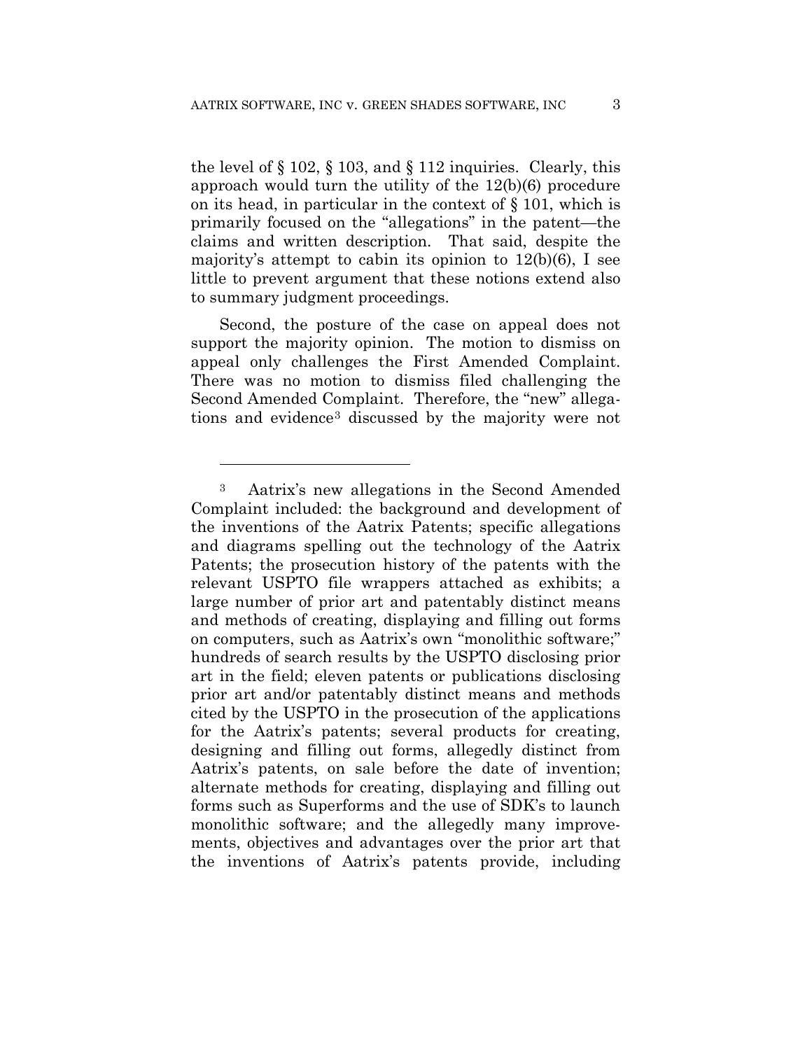the level of § 102, § 103, and § 112 inquiries. Clearly, this approach would turn the utility of the 12(b)(6) procedure on its head, in particular in the context of § 101, which is primarily focused on the "allegations" in the patent—the claims and written description. That said, despite the majority's attempt to cabin its opinion to 12(b)(6), I see little to prevent argument that these notions extend also to summary judgment proceedings.

Second, the posture of the case on appeal does not support the majority opinion. The motion to dismiss on appeal only challenges the First Amended Complaint. There was no motion to dismiss filed challenging the Second Amended Complaint. Therefore, the "new" allegations and evidence[3] discussed by the majority were not

---

[3] Aatrix's new allegations in the Second Amended Complaint included: the background and development of the inventions of the Aatrix Patents; specific allegations and diagrams spelling out the technology of the Aatrix Patents; the prosecution history of the patents with the relevant USPTO file wrappers attached as exhibits; a large number of prior art and patentably distinct means and methods of creating, displaying and filling out forms on computers, such as Aatrix's own "monolithic software;" hundreds of search results by the USPTO disclosing prior art in the field; eleven patents or publications disclosing prior art and/or patentably distinct means and methods cited by the USPTO in the prosecution of the applications for the Aatrix's patents; several products for creating, designing and filling out forms, allegedly distinct from Aatrix's patents, on sale before the date of invention; alternate methods for creating, displaying and filling out forms such as Superforms and the use of SDK's to launch monolithic software; and the allegedly many improvements, objectives and advantages over the prior art that the inventions of Aatrix's patents provide, including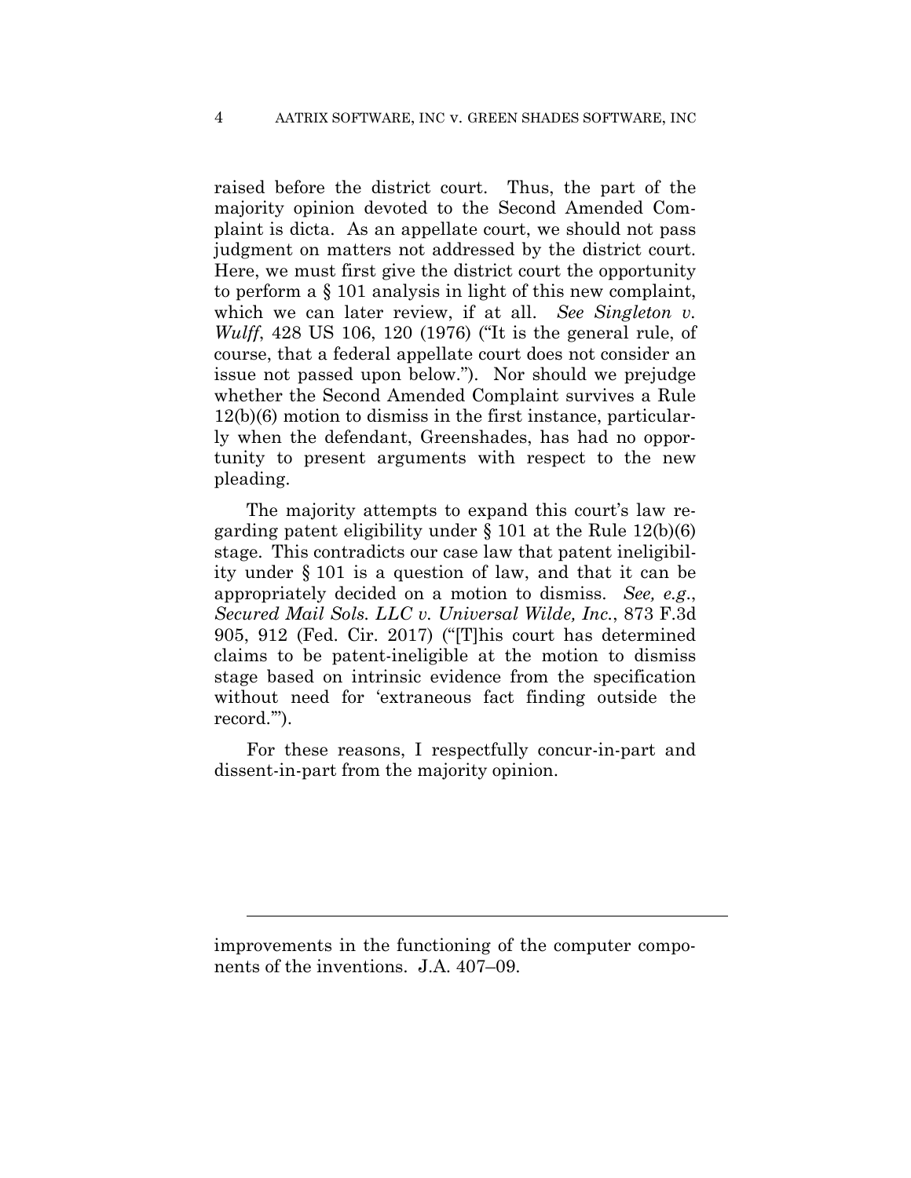raised before the district court. Thus, the part of the majority opinion devoted to the Second Amended Complaint is dicta. As an appellate court, we should not pass judgment on matters not addressed by the district court. Here, we must first give the district court the opportunity to perform a § 101 analysis in light of this new complaint, which we can later review, if at all. *See Singleton v. Wulff*, 428 US 106, 120 (1976) ("It is the general rule, of course, that a federal appellate court does not consider an issue not passed upon below."). Nor should we prejudge whether the Second Amended Complaint survives a Rule 12(b)(6) motion to dismiss in the first instance, particularly when the defendant, Greenshades, has had no opportunity to present arguments with respect to the new pleading.

The majority attempts to expand this court's law regarding patent eligibility under § 101 at the Rule 12(b)(6) stage. This contradicts our case law that patent ineligibility under § 101 is a question of law, and that it can be appropriately decided on a motion to dismiss. *See, e.g.*, *Secured Mail Sols. LLC v. Universal Wilde, Inc.*, 873 F.3d 905, 912 (Fed. Cir. 2017) ("[T]his court has determined claims to be patent-ineligible at the motion to dismiss stage based on intrinsic evidence from the specification without need for 'extraneous fact finding outside the record.'").

For these reasons, I respectfully concur-in-part and dissent-in-part from the majority opinion.

---

improvements in the functioning of the computer components of the inventions. J.A. 407–09.